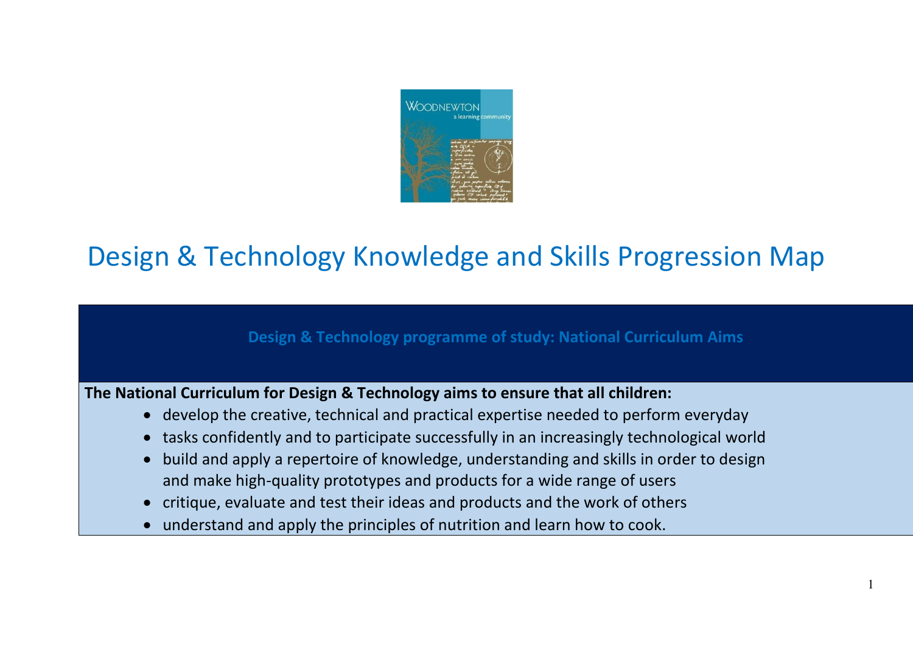# Design & Technology Knowledge and Skills Progression Map

## Design & Technology programme of study: National Curriculum Aims

**The National Curriculum for Design & Technology aims to ensure that all children:**

- develop the creative, technical and practical expertise needed to perform everyday
- tasks confidently and to participate successfully in an increasingly technological world
- build and apply a repertoire of knowledge, understanding and skills in order to design and make high-quality prototypes and products for a wide range of users
- critique, evaluate and test their ideas and products and the work of others
- understand and apply the principles of nutrition and learn how to cook.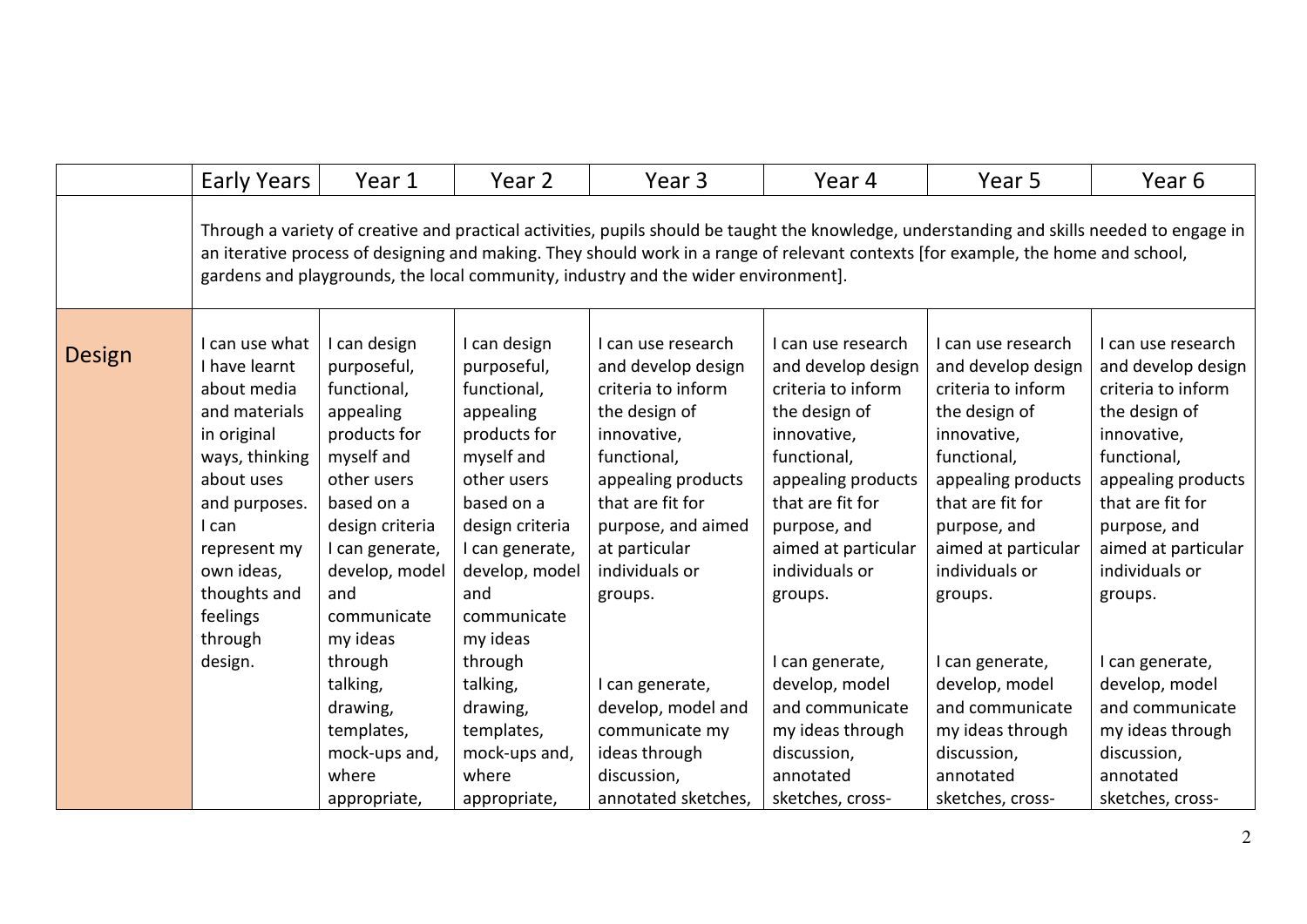| | Early Years | Year 1 | Year 2 | Year 3 | Year 4 | Year 5 | Year 6 |
|---|---|---|---|---|---|---|---|
| | Through a variety of creative and practical activities, pupils should be taught the knowledge, understanding and skills needed to engage in an iterative process of designing and making. They should work in a range of relevant contexts [for example, the home and school, gardens and playgrounds, the local community, industry and the wider environment]. | | | | | | |
| Design | I can use what I have learnt about media and materials in original ways, thinking about uses and purposes. I can represent my own ideas, thoughts and feelings through design. | I can design purposeful, functional, appealing products for myself and other users based on a design criteria I can generate, develop, model and communicate my ideas through talking, drawing, templates, mock-ups and, where appropriate, | I can design purposeful, functional, appealing products for myself and other users based on a design criteria I can generate, develop, model and communicate my ideas through talking, drawing, templates, mock-ups and, where appropriate, | I can use research and develop design criteria to inform the design of innovative, functional, appealing products that are fit for purpose, and aimed at particular individuals or groups.<br><br>I can generate, develop, model and communicate my ideas through discussion, annotated sketches, | I can use research and develop design criteria to inform the design of innovative, functional, appealing products that are fit for purpose, and aimed at particular individuals or groups.<br><br>I can generate, develop, model and communicate my ideas through discussion, annotated sketches, cross- | I can use research and develop design criteria to inform the design of innovative, functional, appealing products that are fit for purpose, and aimed at particular individuals or groups.<br><br>I can generate, develop, model and communicate my ideas through discussion, annotated sketches, cross- | I can use research and develop design criteria to inform the design of innovative, functional, appealing products that are fit for purpose, and aimed at particular individuals or groups.<br><br>I can generate, develop, model and communicate my ideas through discussion, annotated sketches, cross- |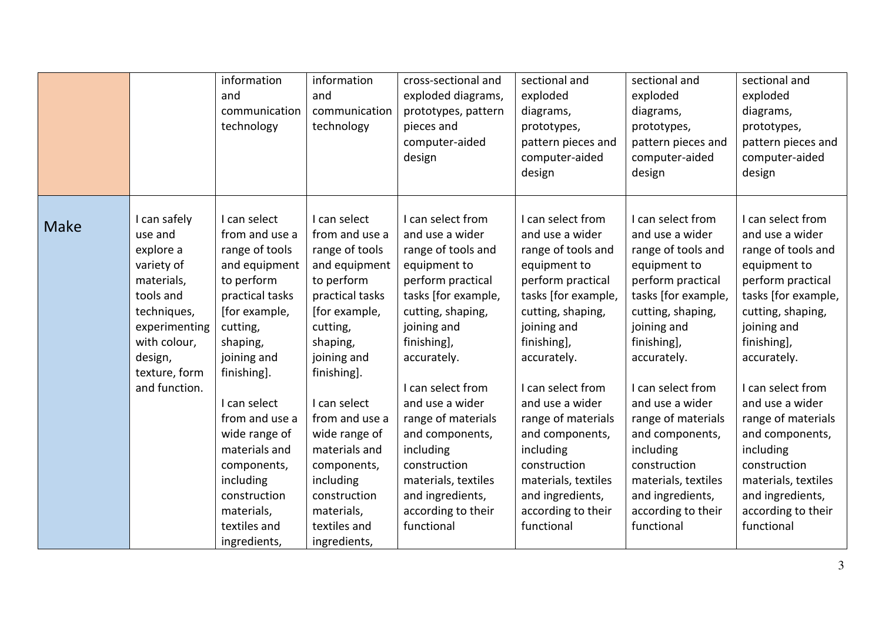| | | | | | | | |
|---|---|---|---|---|---|---|---|
| | | information and communication technology | information and communication technology | cross-sectional and exploded diagrams, prototypes, pattern pieces and computer-aided design | sectional and exploded diagrams, prototypes, pattern pieces and computer-aided design | sectional and exploded diagrams, prototypes, pattern pieces and computer-aided design | sectional and exploded diagrams, prototypes, pattern pieces and computer-aided design |
| Make | I can safely use and explore a variety of materials, tools and techniques, experimenting with colour, design, texture, form and function. | I can select from and use a range of tools and equipment to perform practical tasks [for example, cutting, shaping, joining and finishing]. I can select from and use a wide range of materials and components, including construction materials, textiles and ingredients, | I can select from and use a range of tools and equipment to perform practical tasks [for example, cutting, shaping, joining and finishing]. I can select from and use a wide range of materials and components, including construction materials, textiles and ingredients, | I can select from and use a wider range of tools and equipment to perform practical tasks [for example, cutting, shaping, joining and finishing], accurately. I can select from and use a wider range of materials and components, including construction materials, textiles and ingredients, according to their functional | I can select from and use a wider range of tools and equipment to perform practical tasks [for example, cutting, shaping, joining and finishing], accurately. I can select from and use a wider range of materials and components, including construction materials, textiles and ingredients, according to their functional | I can select from and use a wider range of tools and equipment to perform practical tasks [for example, cutting, shaping, joining and finishing], accurately. I can select from and use a wider range of materials and components, including construction materials, textiles and ingredients, according to their functional | I can select from and use a wider range of tools and equipment to perform practical tasks [for example, cutting, shaping, joining and finishing], accurately. I can select from and use a wider range of materials and components, including construction materials, textiles and ingredients, according to their functional |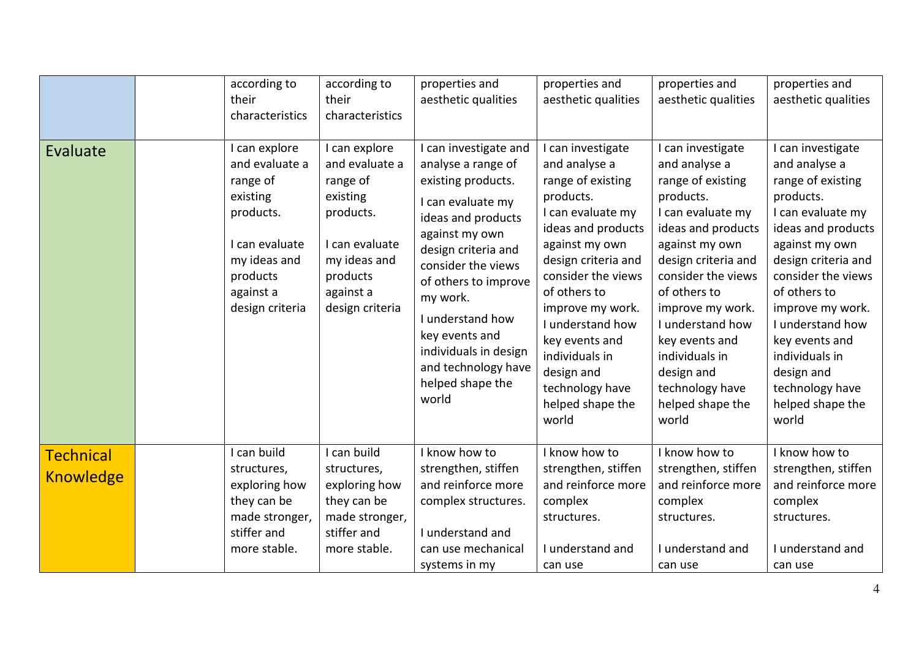| | | | | | | | |
|---|---|---|---|---|---|---|---|
| | | according to their characteristics | according to their characteristics | properties and aesthetic qualities | properties and aesthetic qualities | properties and aesthetic qualities | properties and aesthetic qualities |
| Evaluate | | I can explore and evaluate a range of existing products.<br><br>I can evaluate my ideas and products against a design criteria | I can explore and evaluate a range of existing products.<br><br>I can evaluate my ideas and products against a design criteria | I can investigate and analyse a range of existing products.<br>I can evaluate my ideas and products against my own design criteria and consider the views of others to improve my work.<br>I understand how key events and individuals in design and technology have helped shape the world | I can investigate and analyse a range of existing products.<br>I can evaluate my ideas and products against my own design criteria and consider the views of others to improve my work.<br>I understand how key events and individuals in design and technology have helped shape the world | I can investigate and analyse a range of existing products.<br>I can evaluate my ideas and products against my own design criteria and consider the views of others to improve my work.<br>I understand how key events and individuals in design and technology have helped shape the world | I can investigate and analyse a range of existing products.<br>I can evaluate my ideas and products against my own design criteria and consider the views of others to improve my work.<br>I understand how key events and individuals in design and technology have helped shape the world |
| Technical Knowledge | | I can build structures, exploring how they can be made stronger, stiffer and more stable. | I can build structures, exploring how they can be made stronger, stiffer and more stable. | I know how to strengthen, stiffen and reinforce more complex structures.<br><br>I understand and can use mechanical systems in my | I know how to strengthen, stiffen and reinforce more complex structures.<br><br>I understand and can use | I know how to strengthen, stiffen and reinforce more complex structures.<br><br>I understand and can use | I know how to strengthen, stiffen and reinforce more complex structures.<br><br>I understand and can use |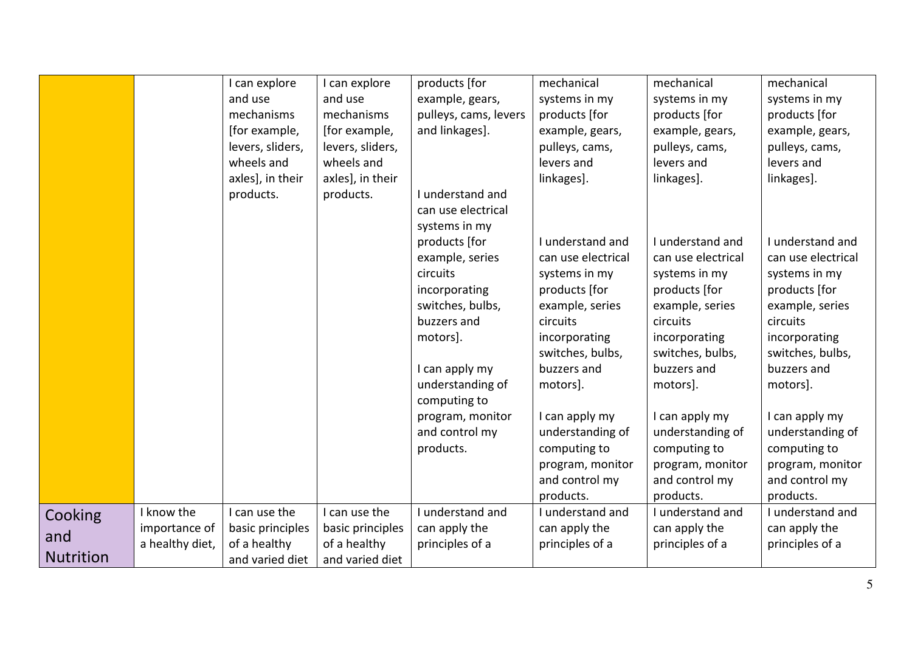|  |  | I can explore and use mechanisms [for example, levers, sliders, wheels and axles], in their products. | I can explore and use mechanisms [for example, levers, sliders, wheels and axles], in their products. | products [for example, gears, pulleys, cams, levers and linkages].<br><br>I understand and can use electrical systems in my products [for example, series circuits incorporating switches, bulbs, buzzers and motors].<br><br>I can apply my understanding of computing to program, monitor and control my products. | mechanical systems in my products [for example, gears, pulleys, cams, levers and linkages].<br><br>I understand and can use electrical systems in my products [for example, series circuits incorporating switches, bulbs, buzzers and motors].<br><br>I can apply my understanding of computing to program, monitor and control my products. | mechanical systems in my products [for example, gears, pulleys, cams, levers and linkages].<br><br>I understand and can use electrical systems in my products [for example, series circuits incorporating switches, bulbs, buzzers and motors].<br><br>I can apply my understanding of computing to program, monitor and control my products. | mechanical systems in my products [for example, gears, pulleys, cams, levers and linkages].<br><br>I understand and can use electrical systems in my products [for example, series circuits incorporating switches, bulbs, buzzers and motors].<br><br>I can apply my understanding of computing to program, monitor and control my products. |
|---|---|---|---|---|---|---|---|
| Cooking and Nutrition | I know the importance of a healthy diet, | I can use the basic principles of a healthy and varied diet | I can use the basic principles of a healthy and varied diet | I understand and can apply the principles of a | I understand and can apply the principles of a | I understand and can apply the principles of a | I understand and can apply the principles of a |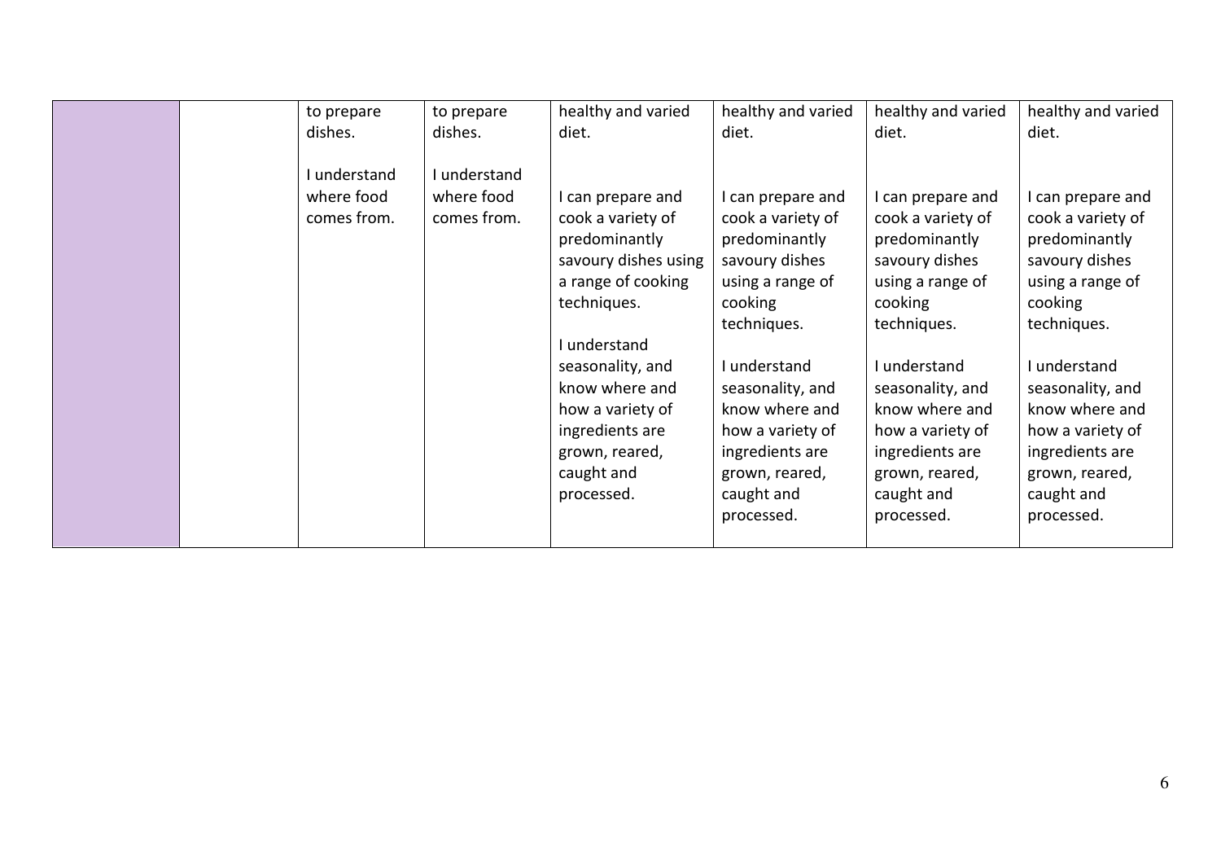| | | | | | | | |
|---|---|---|---|---|---|---|---|
| | | to prepare dishes.<br><br>I understand where food comes from. | to prepare dishes.<br><br>I understand where food comes from. | healthy and varied diet.<br><br>I can prepare and cook a variety of predominantly savoury dishes using a range of cooking techniques.<br><br>I understand seasonality, and know where and how a variety of ingredients are grown, reared, caught and processed. | healthy and varied diet.<br><br>I can prepare and cook a variety of predominantly savoury dishes using a range of cooking techniques.<br><br>I understand seasonality, and know where and how a variety of ingredients are grown, reared, caught and processed. | healthy and varied diet.<br><br>I can prepare and cook a variety of predominantly savoury dishes using a range of cooking techniques.<br><br>I understand seasonality, and know where and how a variety of ingredients are grown, reared, caught and processed. | healthy and varied diet.<br><br>I can prepare and cook a variety of predominantly savoury dishes using a range of cooking techniques.<br><br>I understand seasonality, and know where and how a variety of ingredients are grown, reared, caught and processed. |